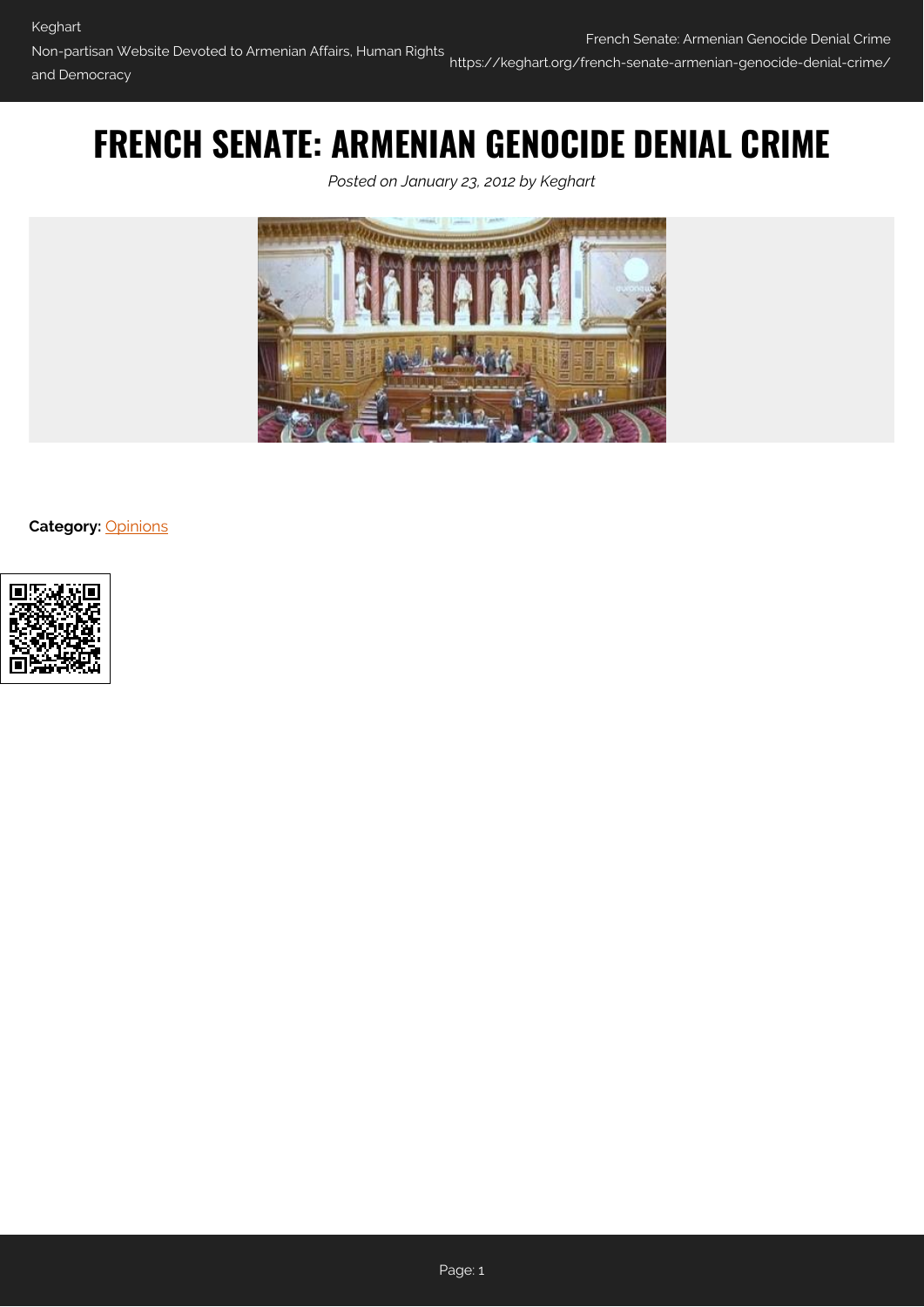# FRENCH SENATE: ARMENIAN GENOCIDE DENIAL CRIME

*Posted on January 23, 2012 by Keghart*

**Category:** Opinions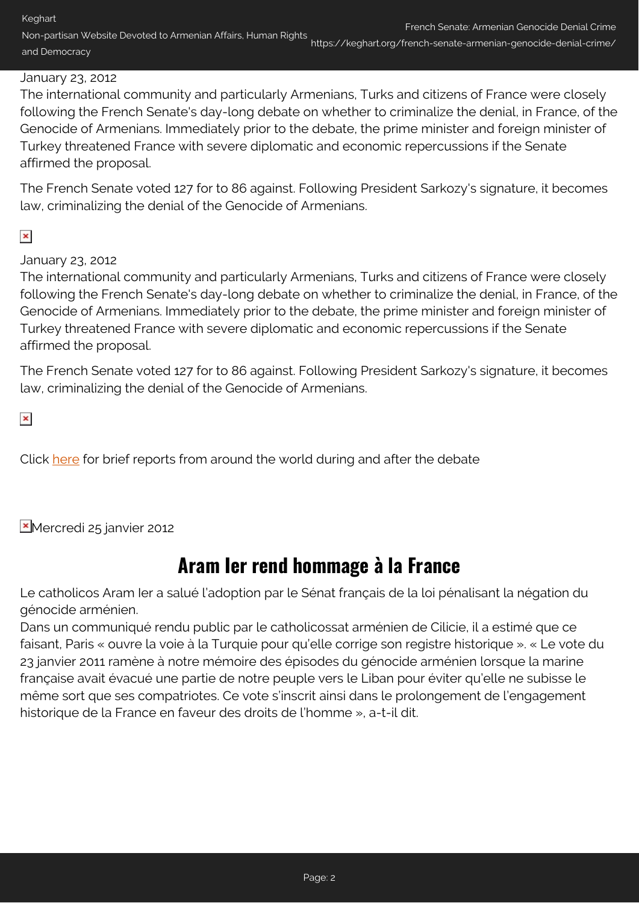January 23, 2012

The international community and particularly Armenians, Turks and citizens of France were closely following the French Senate's day-long debate on whether to criminalize the denial, in France, of the Genocide of Armenians. Immediately prior to the debate, the prime minister and foreign minister of Turkey threatened France with severe diplomatic and economic repercussions if the Senate affirmed the proposal.

The French Senate voted 127 for to 86 against. Following President Sarkozy's signature, it becomes law, criminalizing the denial of the Genocide of Armenians.

January 23, 2012

The international community and particularly Armenians, Turks and citizens of France were closely following the French Senate's day-long debate on whether to criminalize the denial, in France, of the Genocide of Armenians. Immediately prior to the debate, the prime minister and foreign minister of Turkey threatened France with severe diplomatic and economic repercussions if the Senate affirmed the proposal.

The French Senate voted 127 for to 86 against. Following President Sarkozy's signature, it becomes law, criminalizing the denial of the Genocide of Armenians.

Click here for brief reports from around the world during and after the debate

Mercredi 25 janvier 2012

## Aram Ier rend hommage à la France

Le catholicos Aram Ier a salué l'adoption par le Sénat français de la loi pénalisant la négation du génocide arménien.

Dans un communiqué rendu public par le catholicossat arménien de Cilicie, il a estimé que ce faisant, Paris « ouvre la voie à la Turquie pour qu'elle corrige son registre historique ». « Le vote du 23 janvier 2011 ramène à notre mémoire des épisodes du génocide arménien lorsque la marine française avait évacué une partie de notre peuple vers le Liban pour éviter qu'elle ne subisse le même sort que ses compatriotes. Ce vote s'inscrit ainsi dans le prolongement de l'engagement historique de la France en faveur des droits de l'homme », a-t-il dit.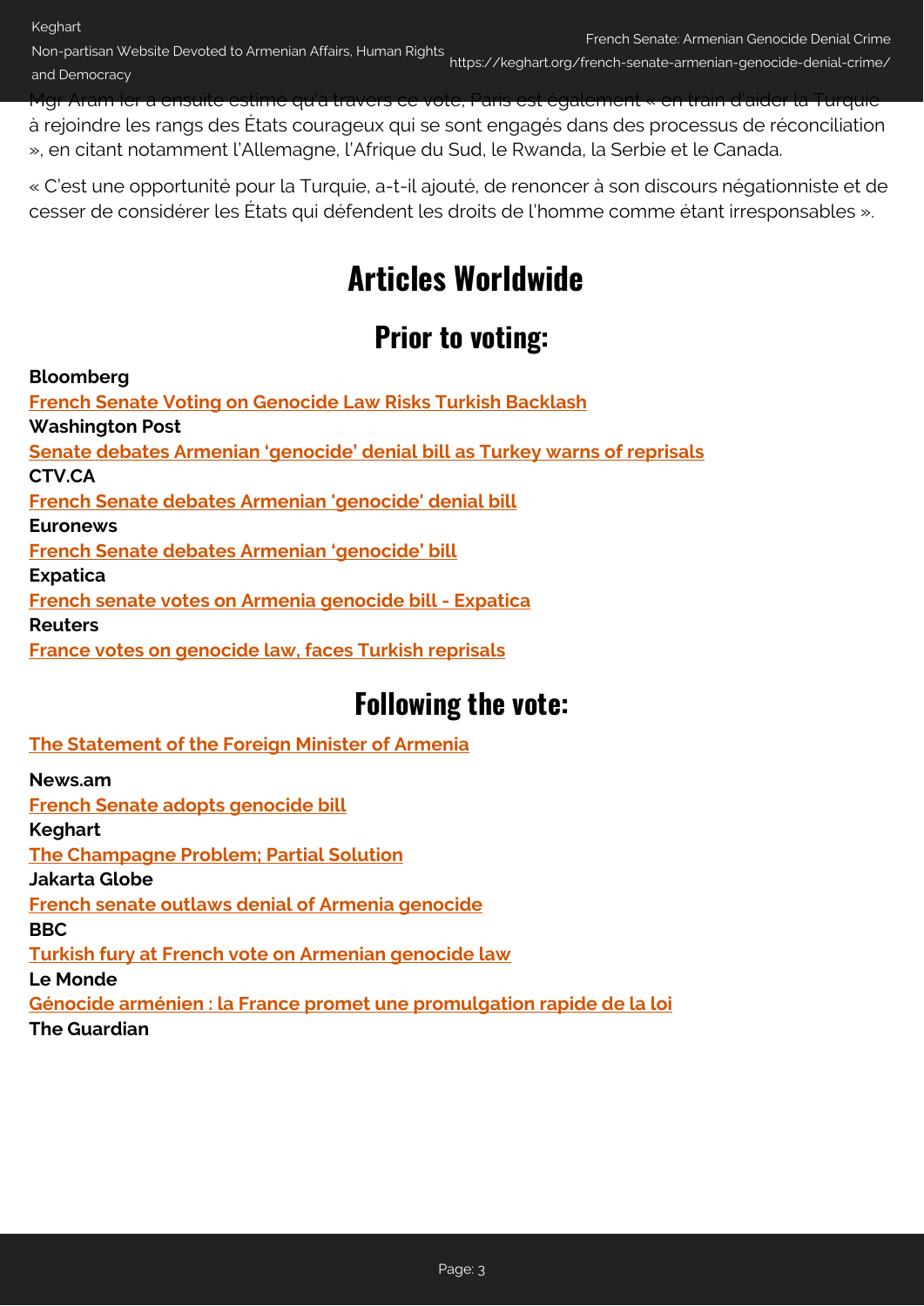Mgr Aram Ier a ensuite estimé qu'à travers ce vote, Paris est également « en train d'aider la Turquie à rejoindre les rangs des États courageux qui se sont engagés dans des processus de réconciliation », en citant notamment l'Allemagne, l'Afrique du Sud, le Rwanda, la Serbie et le Canada.

« C'est une opportunité pour la Turquie, a-t-il ajouté, de renoncer à son discours négationniste et de cesser de considérer les États qui défendent les droits de l'homme comme étant irresponsables ».

# Articles Worldwide

## Prior to voting:

**Bloomberg**
French Senate Voting on Genocide Law Risks Turkish Backlash
**Washington Post**
Senate debates Armenian 'genocide' denial bill as Turkey warns of reprisals
**CTV.CA**
French Senate debates Armenian 'genocide' denial bill
**Euronews**
French Senate debates Armenian 'genocide' bill
**Expatica**
French senate votes on Armenia genocide bill - Expatica
**Reuters**
France votes on genocide law, faces Turkish reprisals

## Following the vote:

The Statement of the Foreign Minister of Armenia

**News.am**
French Senate adopts genocide bill
**Keghart**
The Champagne Problem; Partial Solution
**Jakarta Globe**
French senate outlaws denial of Armenia genocide
**BBC**
Turkish fury at French vote on Armenian genocide law
**Le Monde**
Génocide arménien : la France promet une promulgation rapide de la loi
**The Guardian**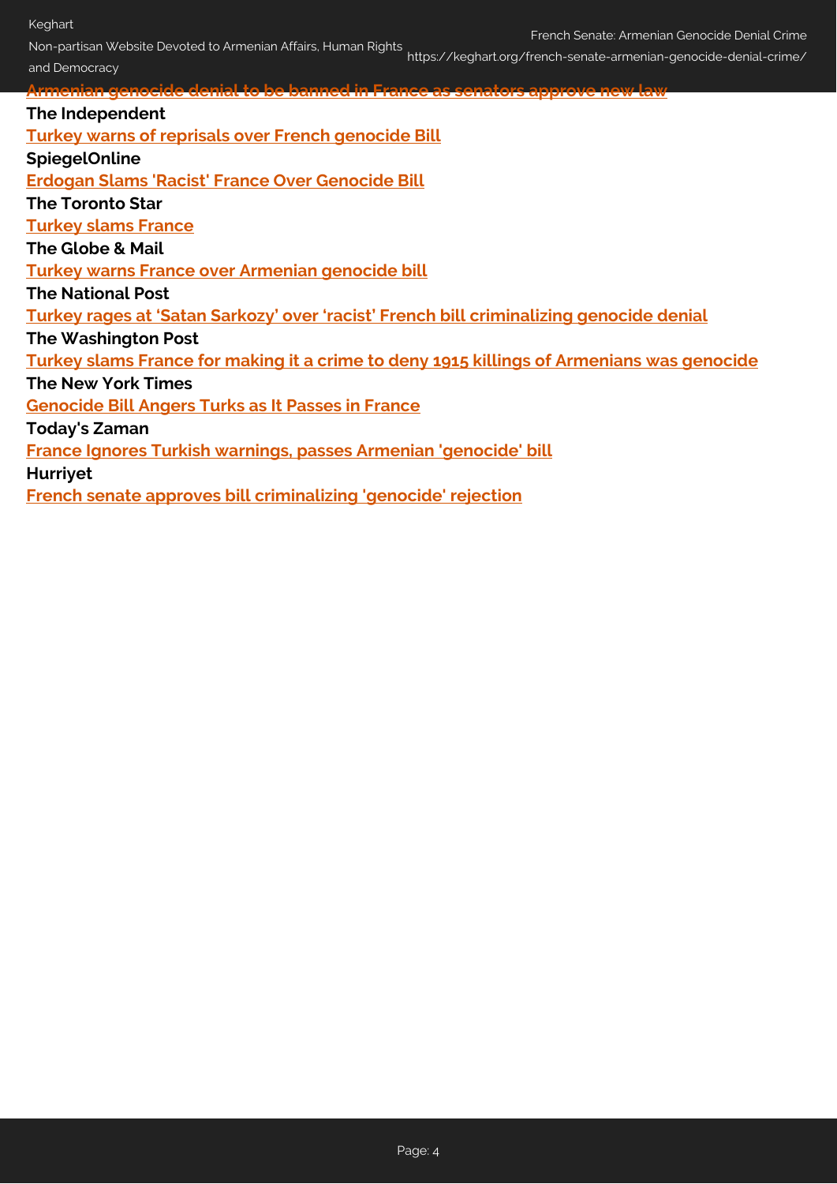Armenian genocide denial to be banned in France as senators approve new law

**The Independent**

Turkey warns of reprisals over French genocide Bill

**SpiegelOnline**

Erdogan Slams 'Racist' France Over Genocide Bill

**The Toronto Star**

Turkey slams France

**The Globe & Mail**

Turkey warns France over Armenian genocide bill

**The National Post**

Turkey rages at 'Satan Sarkozy' over 'racist' French bill criminalizing genocide denial

**The Washington Post**

Turkey slams France for making it a crime to deny 1915 killings of Armenians was genocide

**The New York Times**

Genocide Bill Angers Turks as It Passes in France

**Today's Zaman**

France Ignores Turkish warnings, passes Armenian 'genocide' bill

**Hurriyet**

French senate approves bill criminalizing 'genocide' rejection